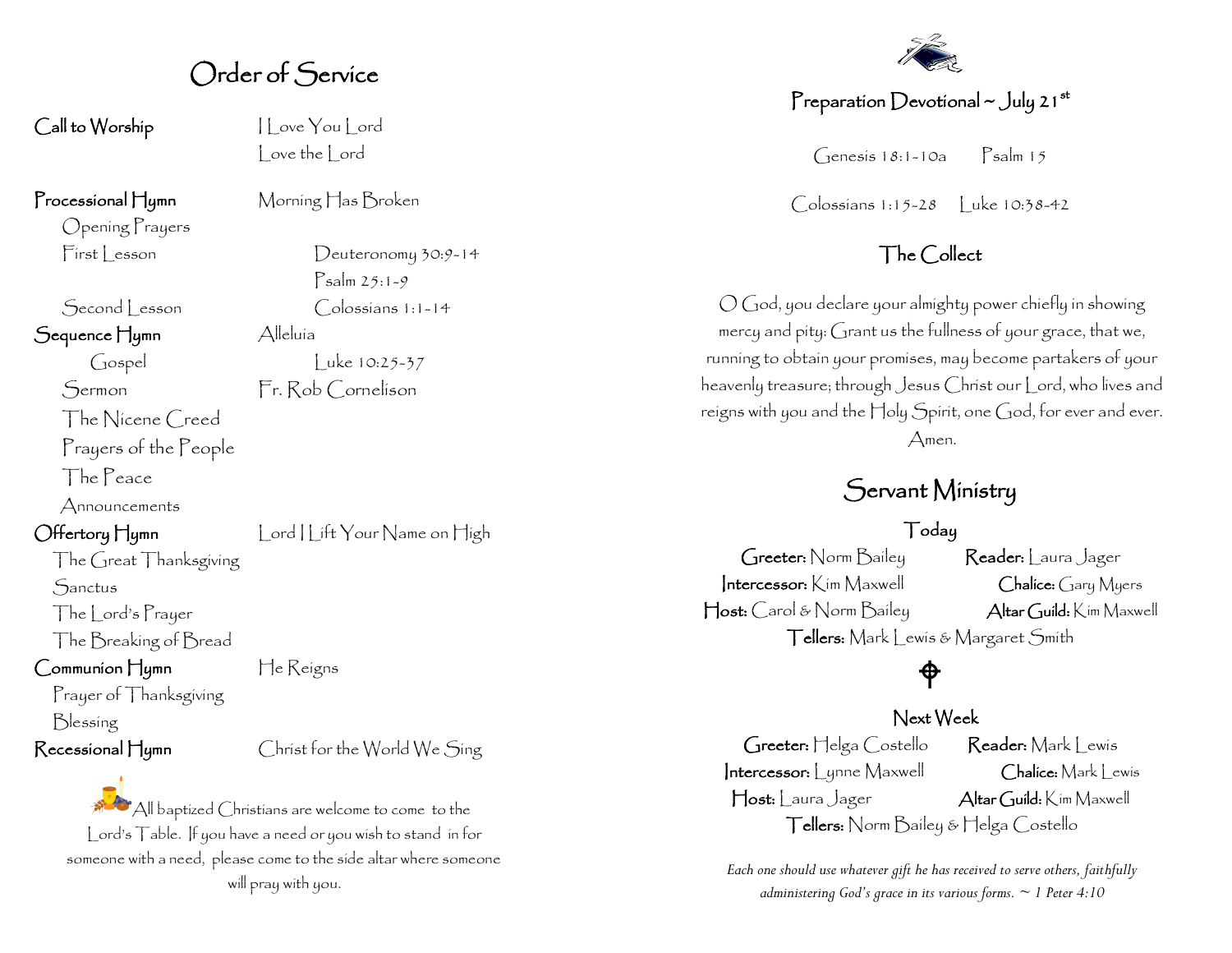# Order of Service

| | |
|---|---|
| **Call to Worship** | I Love You Lord<br>Love the Lord |
| **Processional Hymn** | Morning Has Broken |
| Opening Prayers | |
| First Lesson | Deuteronomy 30:9-14<br>Psalm 25:1-9 |
| Second Lesson | Colossians 1:1-14 |
| **Sequence Hymn** | Alleluia |
| Gospel | Luke 10:25-37 |
| Sermon | Fr. Rob Cornelison |
| The Nicene Creed | |
| Prayers of the People | |
| The Peace | |
| Announcements | |
| **Offertory Hymn** | Lord I Lift Your Name on High |
| The Great Thanksgiving | |
| Sanctus | |
| The Lord's Prayer | |
| The Breaking of Bread | |
| **Communion Hymn** | He Reigns |
| Prayer of Thanksgiving | |
| Blessing | |
| **Recessional Hymn** | Christ for the World We Sing |

All baptized Christians are welcome to come to the Lord's Table. If you have a need or you wish to stand in for someone with a need, please come to the side altar where someone will pray with you.

## Preparation Devotional ~ July 21st

Genesis 18:1-10a Psalm 15

Colossians 1:15-28 Luke 10:38-42

## The Collect

O God, you declare your almighty power chiefly in showing mercy and pity: Grant us the fullness of your grace, that we, running to obtain your promises, may become partakers of your heavenly treasure; through Jesus Christ our Lord, who lives and reigns with you and the Holy Spirit, one God, for ever and ever. Amen.

## Servant Ministry

### Today

**Greeter:** Norm Bailey **Reader:** Laura Jager
**Intercessor:** Kim Maxwell **Chalice:** Gary Myers
**Host:** Carol & Norm Bailey **Altar Guild:** Kim Maxwell
**Tellers:** Mark Lewis & Margaret Smith

### Next Week

**Greeter:** Helga Costello **Reader:** Mark Lewis
**Intercessor:** Lynne Maxwell **Chalice:** Mark Lewis
**Host:** Laura Jager **Altar Guild:** Kim Maxwell
**Tellers:** Norm Bailey & Helga Costello

*Each one should use whatever gift he has received to serve others, faithfully administering God's grace in its various forms. ~ 1 Peter 4:10*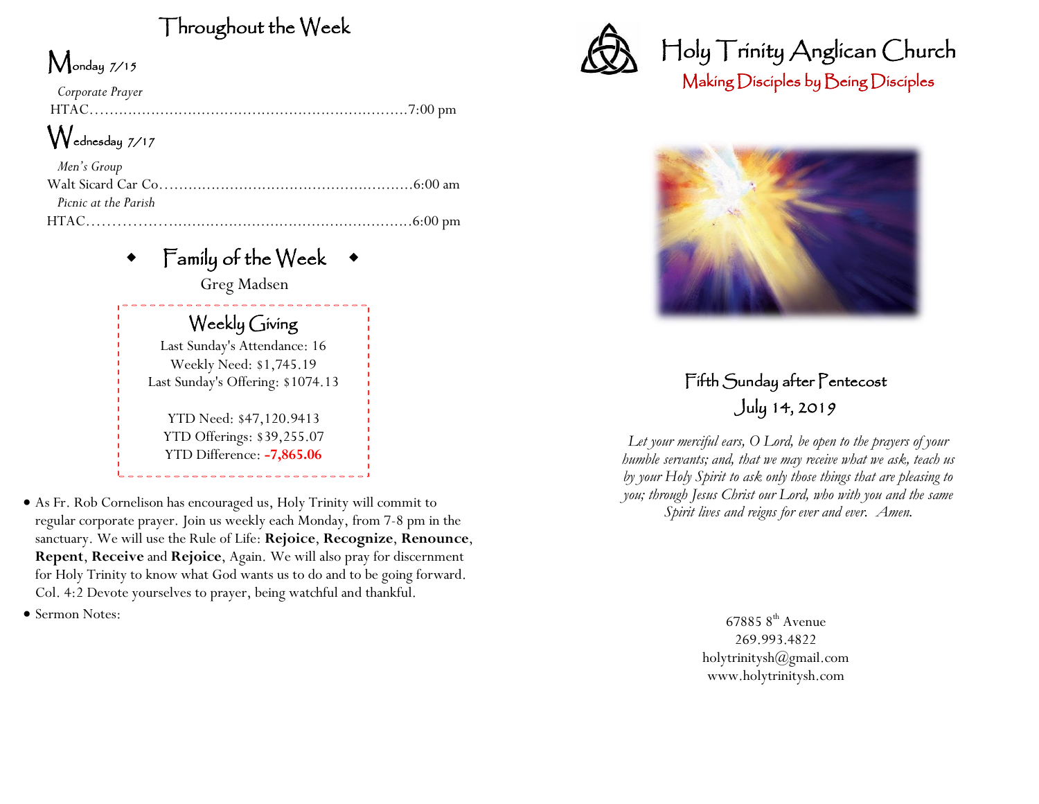# Throughout the Week

## Monday 7/15

*Corporate Prayer*

HTAC……………………………………………………………7:00 pm

## Wednesday 7/17

*Men's Group*

Walt Sicard Car Co………………………………………………6:00 am

*Picnic at the Parish*

HTAC……………………………………………………………6:00 pm

## ◆ Family of the Week ◆

Greg Madsen

## Weekly Giving

Last Sunday's Attendance: 16

Weekly Need: $1,745.19

Last Sunday's Offering: $1074.13

YTD Need: $47,120.9413

YTD Offerings: $39,255.07

YTD Difference: **-7,865.06**

- As Fr. Rob Cornelison has encouraged us, Holy Trinity will commit to regular corporate prayer. Join us weekly each Monday, from 7-8 pm in the sanctuary. We will use the Rule of Life: **Rejoice**, **Recognize**, **Renounce**, **Repent**, **Receive** and **Rejoice**, Again. We will also pray for discernment for Holy Trinity to know what God wants us to do and to be going forward. Col. 4:2 Devote yourselves to prayer, being watchful and thankful.
- Sermon Notes:

# Holy Trinity Anglican Church

Making Disciples by Being Disciples

## Fifth Sunday after Pentecost

## July 14, 2019

*Let your merciful ears, O Lord, be open to the prayers of your humble servants; and, that we may receive what we ask, teach us by your Holy Spirit to ask only those things that are pleasing to you; through Jesus Christ our Lord, who with you and the same Spirit lives and reigns for ever and ever. Amen.*

67885 8th Avenue

269.993.4822

holytrinitysh@gmail.com

www.holytrinitysh.com